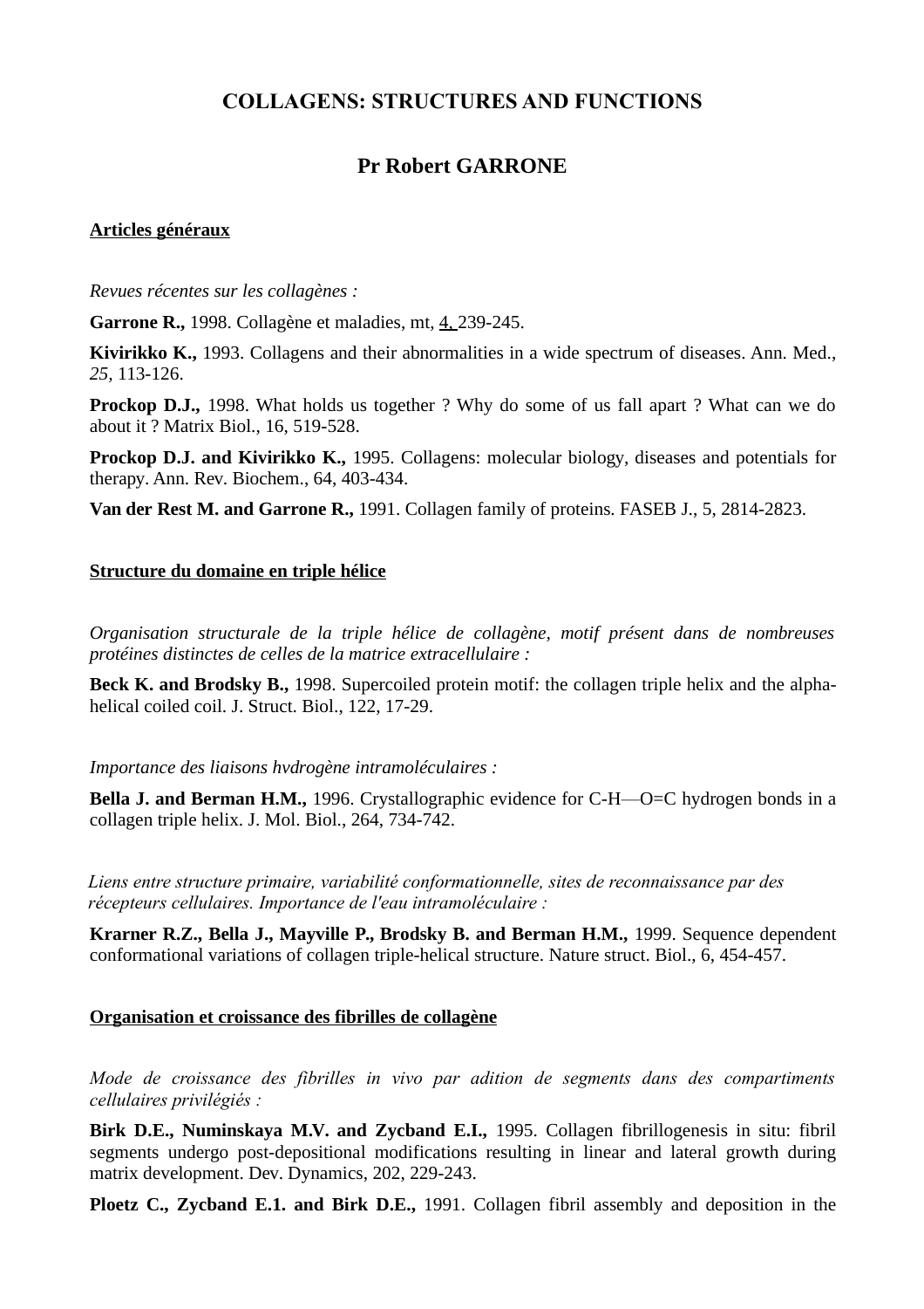# COLLAGENS: STRUCTURES AND FUNCTIONS

## Pr Robert GARRONE

### Articles généraux

*Revues récentes sur les collagènes :*

**Garrone R.,** 1998. Collagène et maladies, mt, 4, 239-245.

**Kivirikko K.,** 1993. Collagens and their abnormalities in a wide spectrum of diseases. Ann. Med., *25*, 113-126.

**Prockop D.J.,** 1998. What holds us together ? Why do some of us fall apart ? What can we do about it ? Matrix Biol., 16, 519-528.

**Prockop D.J. and Kivirikko K.,** 1995. Collagens: molecular biology, diseases and potentials for therapy. Ann. Rev. Biochem., 64, 403-434.

**Van der Rest M. and Garrone R.,** 1991. Collagen family of proteins. FASEB J., 5, 2814-2823.

### Structure du domaine en triple hélice

*Organisation structurale de la triple hélice de collagène, motif présent dans de nombreuses protéines distinctes de celles de la matrice extracellulaire :*

**Beck K. and Brodsky B.,** 1998. Supercoiled protein motif: the collagen triple helix and the alpha-helical coiled coil. J. Struct. Biol., 122, 17-29.

*Importance des liaisons hvdrogène intramoléculaires :*

**Bella J. and Berman H.M.,** 1996. Crystallographic evidence for C-H—O=C hydrogen bonds in a collagen triple helix. J. Mol. Biol., 264, 734-742.

*Liens entre structure primaire, variabilité conformationnelle, sites de reconnaissance par des récepteurs cellulaires. Importance de l'eau intramoléculaire :*

**Krarner R.Z., Bella J., Mayville P., Brodsky B. and Berman H.M.,** 1999. Sequence dependent conformational variations of collagen triple-helical structure. Nature struct. Biol., 6, 454-457.

### Organisation et croissance des fibrilles de collagène

*Mode de croissance des fibrilles in vivo par adition de segments dans des compartiments cellulaires privilégiés :*

**Birk D.E., Numinskaya M.V. and Zycband E.I.,** 1995. Collagen fibrillogenesis in situ: fibril segments undergo post-depositional modifications resulting in linear and lateral growth during matrix development. Dev. Dynamics, 202, 229-243.

**Ploetz C., Zycband E.1. and Birk D.E.,** 1991. Collagen fibril assembly and deposition in the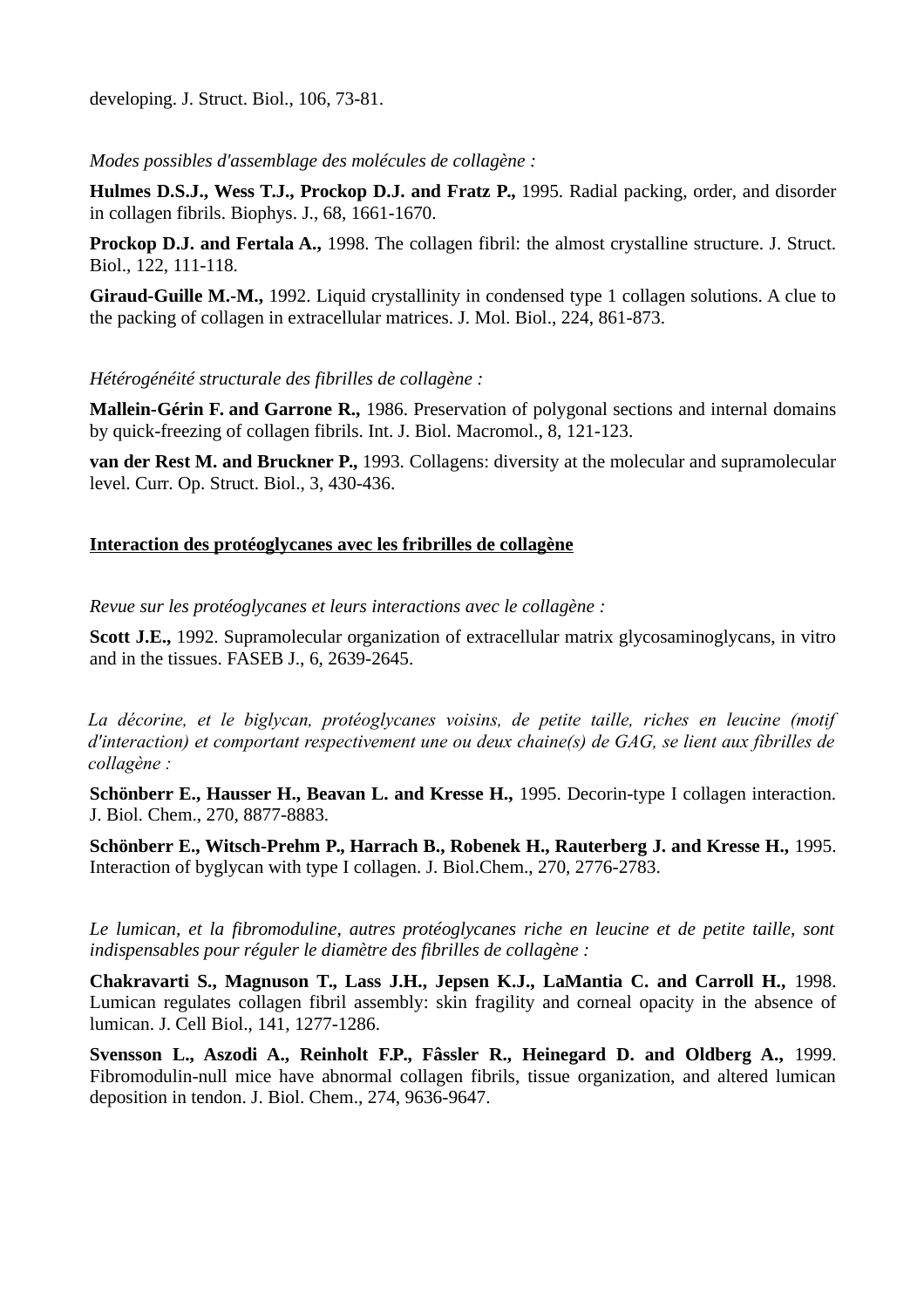developing. J. Struct. Biol., 106, 73-81.

*Modes possibles d'assemblage des molécules de collagène :*

**Hulmes D.S.J., Wess T.J., Prockop D.J. and Fratz P.,** 1995. Radial packing, order, and disorder in collagen fibrils. Biophys. J., 68, 1661-1670.

**Prockop D.J. and Fertala A.,** 1998. The collagen fibril: the almost crystalline structure. J. Struct. Biol., 122, 111-118.

**Giraud-Guille M.-M.,** 1992. Liquid crystallinity in condensed type 1 collagen solutions. A clue to the packing of collagen in extracellular matrices. J. Mol. Biol., 224, 861-873.

*Hétérogénéité structurale des fibrilles de collagène :*

**Mallein-Gérin F. and Garrone R.,** 1986. Preservation of polygonal sections and internal domains by quick-freezing of collagen fibrils. Int. J. Biol. Macromol., 8, 121-123.

**van der Rest M. and Bruckner P.,** 1993. Collagens: diversity at the molecular and supramolecular level. Curr. Op. Struct. Biol., 3, 430-436.

**<u>Interaction des protéoglycanes avec les fribrilles de collagène</u>**

*Revue sur les protéoglycanes et leurs interactions avec le collagène :*

**Scott J.E.,** 1992. Supramolecular organization of extracellular matrix glycosaminoglycans, in vitro and in the tissues. FASEB J., 6, 2639-2645.

*La décorine, et le biglycan, protéoglycanes voisins, de petite taille, riches en leucine (motif d'interaction) et comportant respectivement une ou deux chaine(s) de GAG, se lient aux fibrilles de collagène :*

**Schönberr E., Hausser H., Beavan L. and Kresse H.,** 1995. Decorin-type I collagen interaction. J. Biol. Chem., 270, 8877-8883.

**Schönberr E., Witsch-Prehm P., Harrach B., Robenek H., Rauterberg J. and Kresse H.,** 1995. Interaction of byglycan with type I collagen. J. Biol.Chem., 270, 2776-2783.

*Le lumican, et la fibromoduline, autres protéoglycanes riche en leucine et de petite taille, sont indispensables pour réguler le diamètre des fibrilles de collagène :*

**Chakravarti S., Magnuson T., Lass J.H., Jepsen K.J., LaMantia C. and Carroll H.,** 1998. Lumican regulates collagen fibril assembly: skin fragility and corneal opacity in the absence of lumican. J. Cell Biol., 141, 1277-1286.

**Svensson L., Aszodi A., Reinholt F.P., Fâssler R., Heinegard D. and Oldberg A.,** 1999. Fibromodulin-null mice have abnormal collagen fibrils, tissue organization, and altered lumican deposition in tendon. J. Biol. Chem., 274, 9636-9647.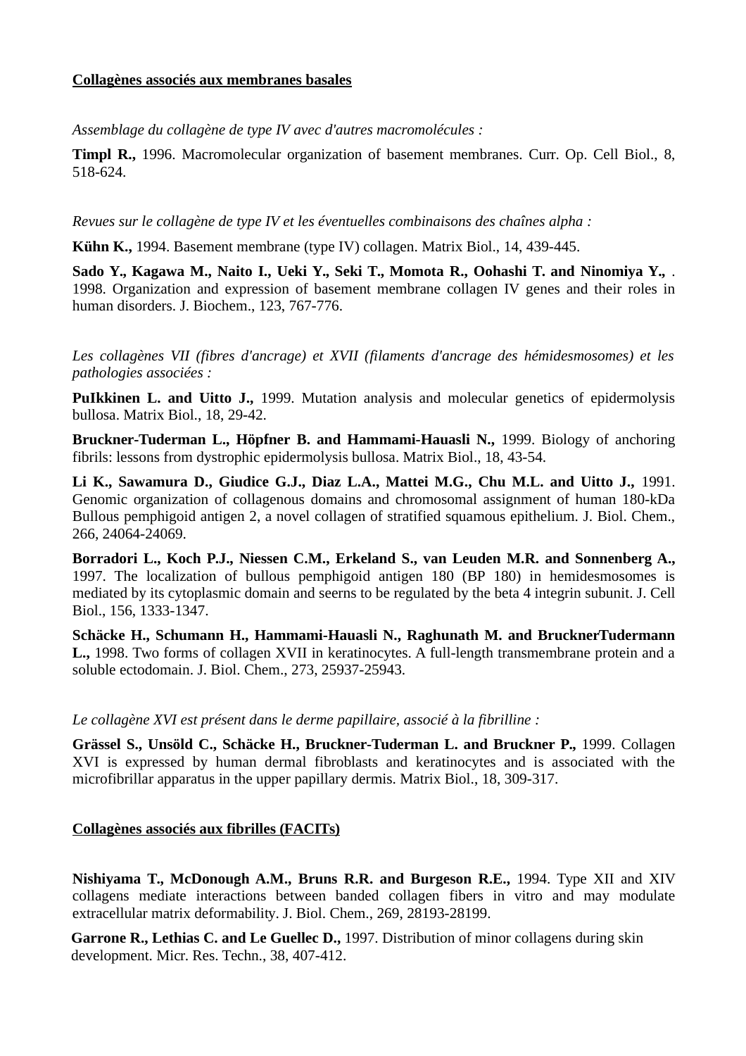**<u>Collagènes associés aux membranes basales</u>**

*Assemblage du collagène de type IV avec d'autres macromolécules :*

**Timpl R.,** 1996. Macromolecular organization of basement membranes. Curr. Op. Cell Biol., 8, 518-624.

*Revues sur le collagène de type IV et les éventuelles combinaisons des chaînes alpha :*

**Kühn K.,** 1994. Basement membrane (type IV) collagen. Matrix Biol., 14, 439-445.

**Sado Y., Kagawa M., Naito I., Ueki Y., Seki T., Momota R., Oohashi T. and Ninomiya Y.,** . 1998. Organization and expression of basement membrane collagen IV genes and their roles in human disorders. J. Biochem., 123, 767-776.

*Les collagènes VII (fibres d'ancrage) et XVII (filaments d'ancrage des hémidesmosomes) et les pathologies associées :*

**PuIkkinen L. and Uitto J.,** 1999. Mutation analysis and molecular genetics of epidermolysis bullosa. Matrix Biol., 18, 29-42.

**Bruckner-Tuderman L., Höpfner B. and Hammami-Hauasli N.,** 1999. Biology of anchoring fibrils: lessons from dystrophic epidermolysis bullosa. Matrix Biol., 18, 43-54.

**Li K., Sawamura D., Giudice G.J., Diaz L.A., Mattei M.G., Chu M.L. and Uitto J.,** 1991. Genomic organization of collagenous domains and chromosomal assignment of human 180-kDa Bullous pemphigoid antigen 2, a novel collagen of stratified squamous epithelium. J. Biol. Chem., 266, 24064-24069.

**Borradori L., Koch P.J., Niessen C.M., Erkeland S., van Leuden M.R. and Sonnenberg A.,** 1997. The localization of bullous pemphigoid antigen 180 (BP 180) in hemidesmosomes is mediated by its cytoplasmic domain and seerns to be regulated by the beta 4 integrin subunit. J. Cell Biol., 156, 1333-1347.

**Schäcke H., Schumann H., Hammami-Hauasli N., Raghunath M. and BrucknerTudermann L.,** 1998. Two forms of collagen XVII in keratinocytes. A full-length transmembrane protein and a soluble ectodomain. J. Biol. Chem., 273, 25937-25943.

*Le collagène XVI est présent dans le derme papillaire, associé à la fibrilline :*

**Grässel S., Unsöld C., Schäcke H., Bruckner-Tuderman L. and Bruckner P.,** 1999. Collagen XVI is expressed by human dermal fibroblasts and keratinocytes and is associated with the microfibrillar apparatus in the upper papillary dermis. Matrix Biol., 18, 309-317.

**<u>Collagènes associés aux fibrilles (FACITs)</u>**

**Nishiyama T., McDonough A.M., Bruns R.R. and Burgeson R.E.,** 1994. Type XII and XIV collagens mediate interactions between banded collagen fibers in vitro and may modulate extracellular matrix deformability. J. Biol. Chem., 269, 28193-28199.

**Garrone R., Lethias C. and Le Guellec D.,** 1997. Distribution of minor collagens during skin development. Micr. Res. Techn., 38, 407-412.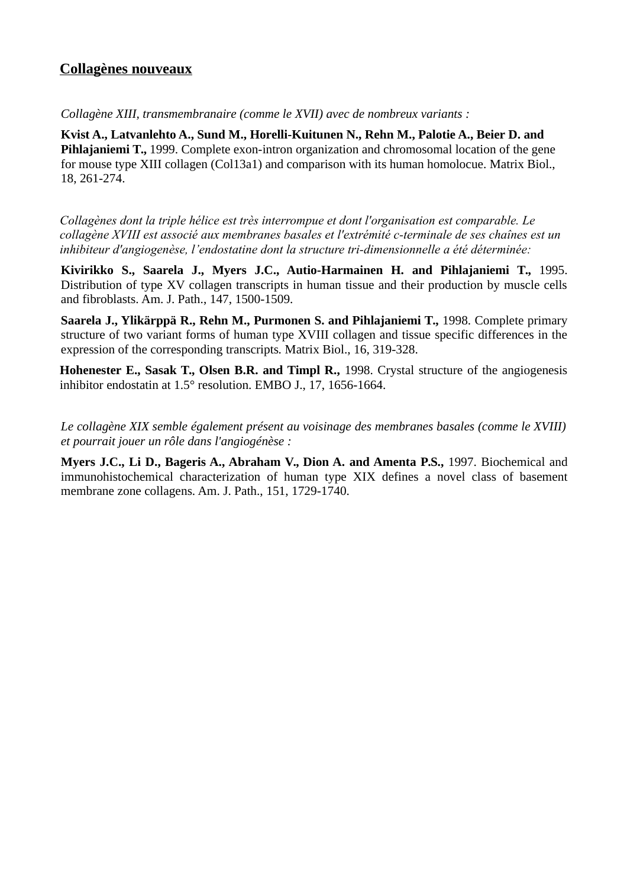## Collagènes nouveaux

*Collagène XIII, transmembranaire (comme le XVII) avec de nombreux variants :*

**Kvist A., Latvanlehto A., Sund M., Horelli-Kuitunen N., Rehn M., Palotie A., Beier D. and Pihlajaniemi T.,** 1999. Complete exon-intron organization and chromosomal location of the gene for mouse type XIII collagen (Col13a1) and comparison with its human homolocue. Matrix Biol., 18, 261-274.

*Collagènes dont la triple hélice est très interrompue et dont l'organisation est comparable. Le collagène XVIII est associé aux membranes basales et l'extrémité c-terminale de ses chaînes est un inhibiteur d'angiogenèse, l'endostatine dont la structure tri-dimensionnelle a été déterminée:*

**Kivirikko S., Saarela J., Myers J.C., Autio-Harmainen H. and Pihlajaniemi T.,** 1995. Distribution of type XV collagen transcripts in human tissue and their production by muscle cells and fibroblasts. Am. J. Path., 147, 1500-1509.

**Saarela J., Ylikärppä R., Rehn M., Purmonen S. and Pihlajaniemi T.,** 1998. Complete primary structure of two variant forms of human type XVIII collagen and tissue specific differences in the expression of the corresponding transcripts. Matrix Biol., 16, 319-328.

**Hohenester E., Sasak T., Olsen B.R. and Timpl R.,** 1998. Crystal structure of the angiogenesis inhibitor endostatin at 1.5° resolution. EMBO J., 17, 1656-1664.

*Le collagène XIX semble également présent au voisinage des membranes basales (comme le XVIII) et pourrait jouer un rôle dans l'angiogénèse :*

**Myers J.C., Li D., Bageris A., Abraham V., Dion A. and Amenta P.S.,** 1997. Biochemical and immunohistochemical characterization of human type XIX defines a novel class of basement membrane zone collagens. Am. J. Path., 151, 1729-1740.